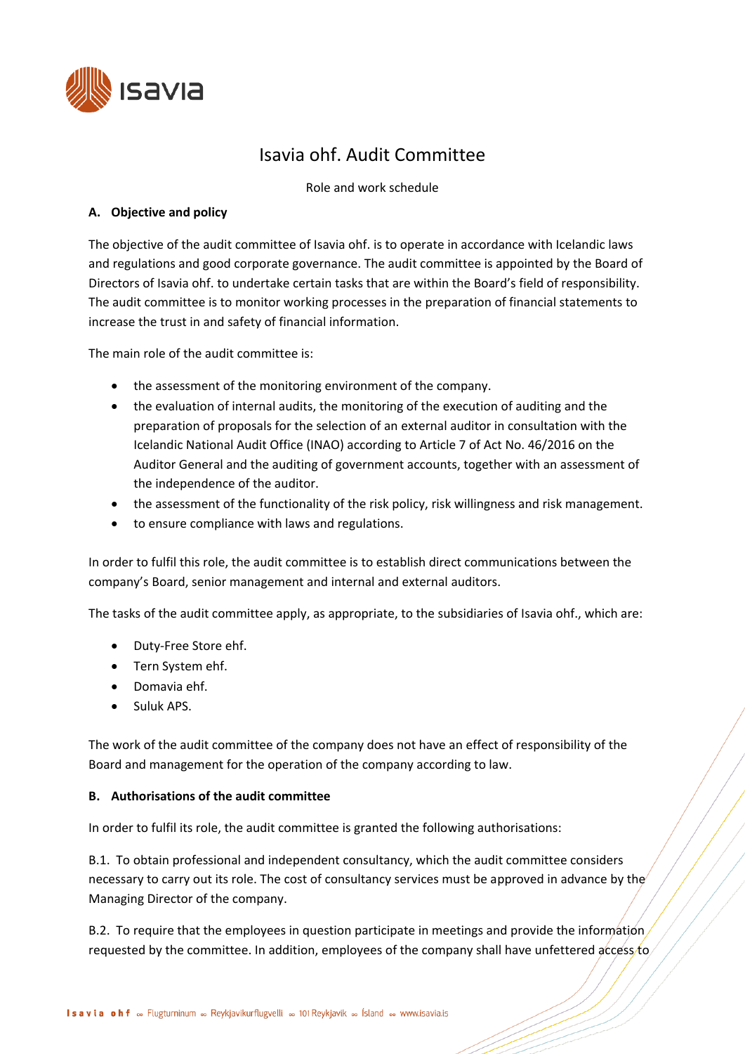# Isavia ohf. Audit Committee

Role and work schedule

## A. Objective and policy

The objective of the audit committee of Isavia ohf. is to operate in accordance with Icelandic laws and regulations and good corporate governance. The audit committee is appointed by the Board of Directors of Isavia ohf. to undertake certain tasks that are within the Board's field of responsibility. The audit committee is to monitor working processes in the preparation of financial statements to increase the trust in and safety of financial information.

The main role of the audit committee is:

- the assessment of the monitoring environment of the company.
- the evaluation of internal audits, the monitoring of the execution of auditing and the preparation of proposals for the selection of an external auditor in consultation with the Icelandic National Audit Office (INAO) according to Article 7 of Act No. 46/2016 on the Auditor General and the auditing of government accounts, together with an assessment of the independence of the auditor.
- the assessment of the functionality of the risk policy, risk willingness and risk management.
- to ensure compliance with laws and regulations.

In order to fulfil this role, the audit committee is to establish direct communications between the company's Board, senior management and internal and external auditors.

The tasks of the audit committee apply, as appropriate, to the subsidiaries of Isavia ohf., which are:

- Duty-Free Store ehf.
- Tern System ehf.
- Domavia ehf.
- Suluk APS.

The work of the audit committee of the company does not have an effect of responsibility of the Board and management for the operation of the company according to law.

## B. Authorisations of the audit committee

In order to fulfil its role, the audit committee is granted the following authorisations:

B.1. To obtain professional and independent consultancy, which the audit committee considers necessary to carry out its role. The cost of consultancy services must be approved in advance by the Managing Director of the company.

B.2. To require that the employees in question participate in meetings and provide the information requested by the committee. In addition, employees of the company shall have unfettered access to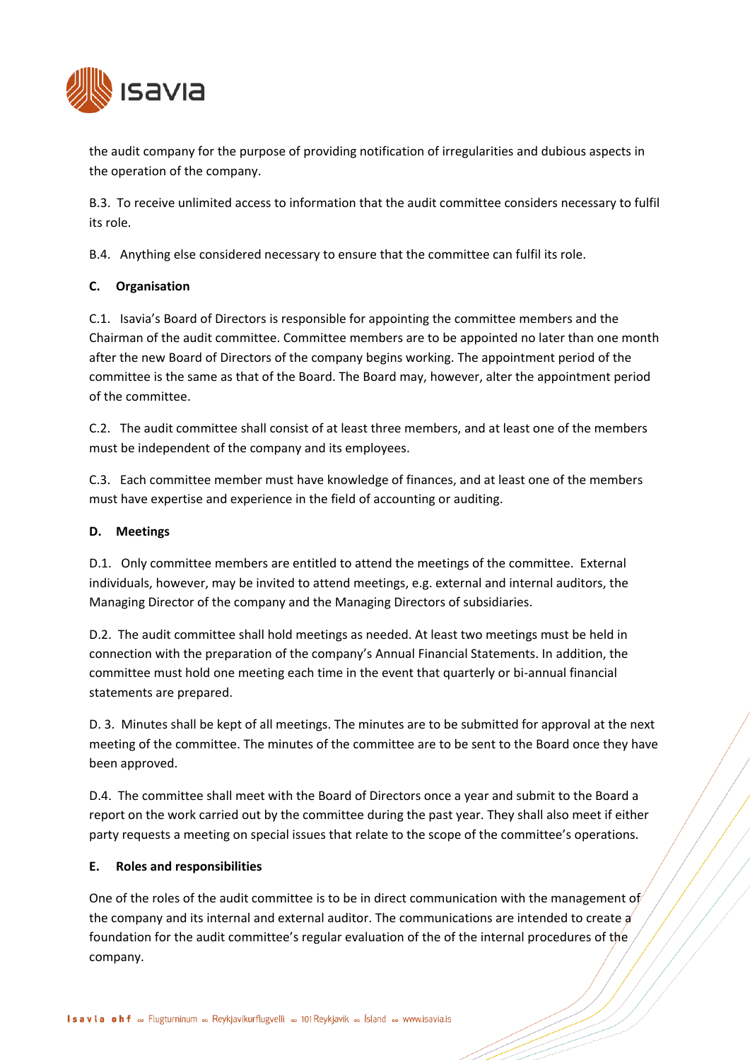the audit company for the purpose of providing notification of irregularities and dubious aspects in the operation of the company.

B.3. To receive unlimited access to information that the audit committee considers necessary to fulfil its role.

B.4. Anything else considered necessary to ensure that the committee can fulfil its role.

**C. Organisation**

C.1. Isavia's Board of Directors is responsible for appointing the committee members and the Chairman of the audit committee. Committee members are to be appointed no later than one month after the new Board of Directors of the company begins working. The appointment period of the committee is the same as that of the Board. The Board may, however, alter the appointment period of the committee.

C.2. The audit committee shall consist of at least three members, and at least one of the members must be independent of the company and its employees.

C.3. Each committee member must have knowledge of finances, and at least one of the members must have expertise and experience in the field of accounting or auditing.

**D. Meetings**

D.1. Only committee members are entitled to attend the meetings of the committee. External individuals, however, may be invited to attend meetings, e.g. external and internal auditors, the Managing Director of the company and the Managing Directors of subsidiaries.

D.2. The audit committee shall hold meetings as needed. At least two meetings must be held in connection with the preparation of the company's Annual Financial Statements. In addition, the committee must hold one meeting each time in the event that quarterly or bi-annual financial statements are prepared.

D. 3. Minutes shall be kept of all meetings. The minutes are to be submitted for approval at the next meeting of the committee. The minutes of the committee are to be sent to the Board once they have been approved.

D.4. The committee shall meet with the Board of Directors once a year and submit to the Board a report on the work carried out by the committee during the past year. They shall also meet if either party requests a meeting on special issues that relate to the scope of the committee's operations.

**E. Roles and responsibilities**

One of the roles of the audit committee is to be in direct communication with the management of the company and its internal and external auditor. The communications are intended to create a foundation for the audit committee's regular evaluation of the of the internal procedures of the company.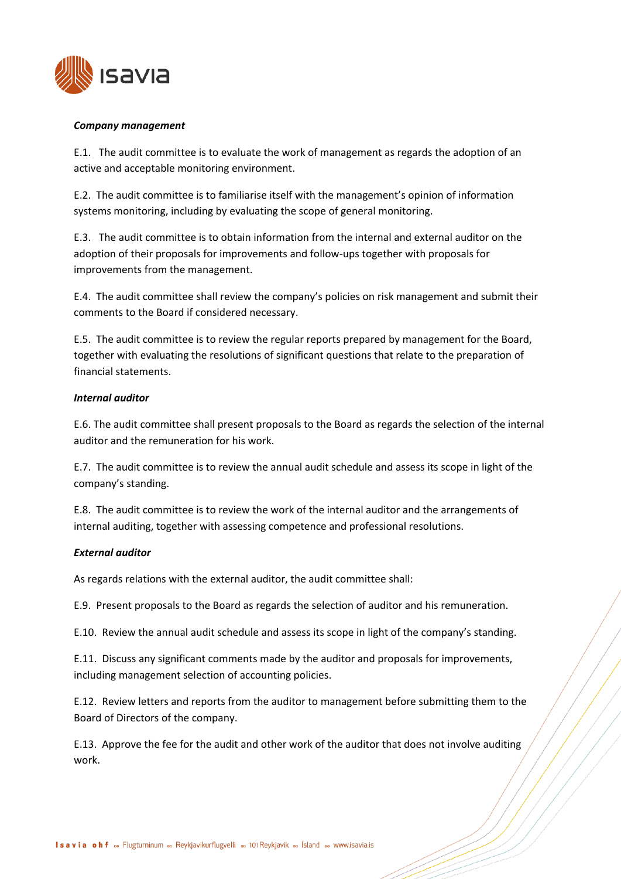***Company management***

E.1. The audit committee is to evaluate the work of management as regards the adoption of an active and acceptable monitoring environment.

E.2. The audit committee is to familiarise itself with the management's opinion of information systems monitoring, including by evaluating the scope of general monitoring.

E.3. The audit committee is to obtain information from the internal and external auditor on the adoption of their proposals for improvements and follow-ups together with proposals for improvements from the management.

E.4. The audit committee shall review the company's policies on risk management and submit their comments to the Board if considered necessary.

E.5. The audit committee is to review the regular reports prepared by management for the Board, together with evaluating the resolutions of significant questions that relate to the preparation of financial statements.

***Internal auditor***

E.6. The audit committee shall present proposals to the Board as regards the selection of the internal auditor and the remuneration for his work.

E.7. The audit committee is to review the annual audit schedule and assess its scope in light of the company's standing.

E.8. The audit committee is to review the work of the internal auditor and the arrangements of internal auditing, together with assessing competence and professional resolutions.

***External auditor***

As regards relations with the external auditor, the audit committee shall:

E.9. Present proposals to the Board as regards the selection of auditor and his remuneration.

E.10. Review the annual audit schedule and assess its scope in light of the company's standing.

E.11. Discuss any significant comments made by the auditor and proposals for improvements, including management selection of accounting policies.

E.12. Review letters and reports from the auditor to management before submitting them to the Board of Directors of the company.

E.13. Approve the fee for the audit and other work of the auditor that does not involve auditing work.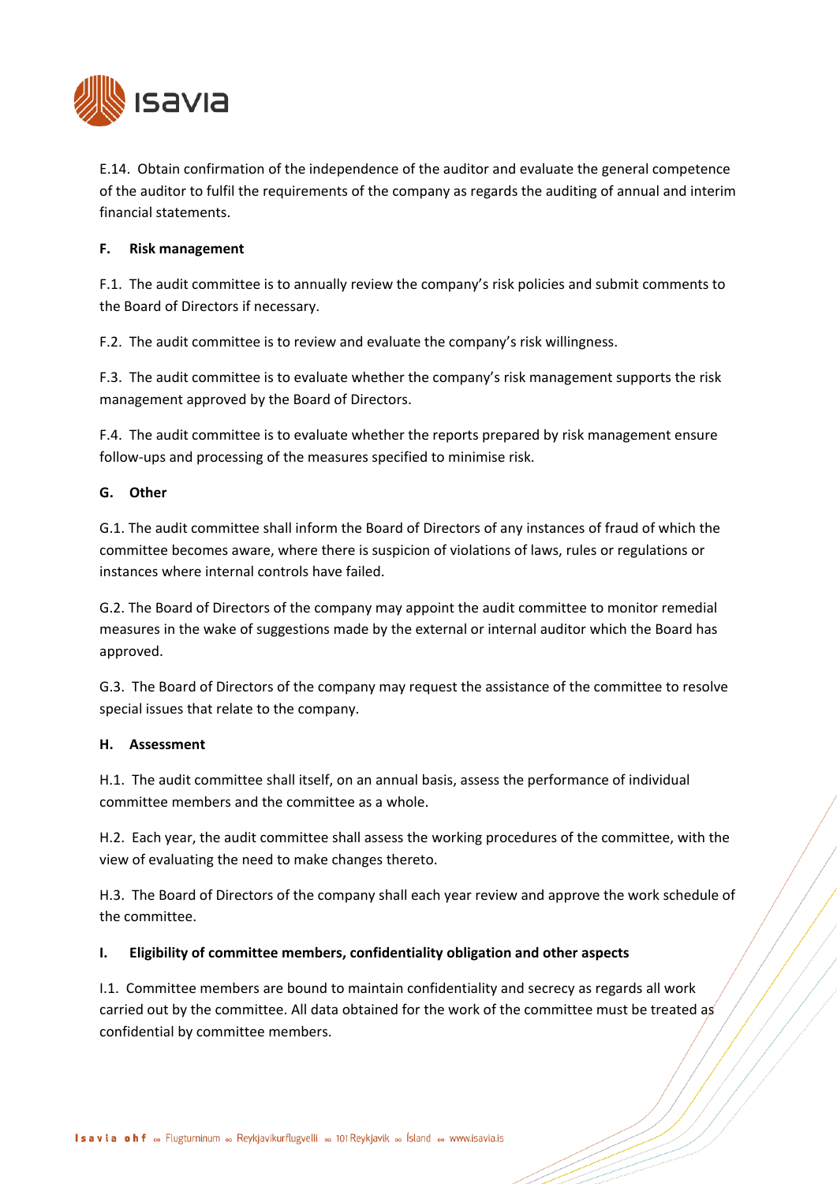E.14. Obtain confirmation of the independence of the auditor and evaluate the general competence of the auditor to fulfil the requirements of the company as regards the auditing of annual and interim financial statements.

**F. Risk management**

F.1. The audit committee is to annually review the company's risk policies and submit comments to the Board of Directors if necessary.

F.2. The audit committee is to review and evaluate the company's risk willingness.

F.3. The audit committee is to evaluate whether the company's risk management supports the risk management approved by the Board of Directors.

F.4. The audit committee is to evaluate whether the reports prepared by risk management ensure follow-ups and processing of the measures specified to minimise risk.

**G. Other**

G.1. The audit committee shall inform the Board of Directors of any instances of fraud of which the committee becomes aware, where there is suspicion of violations of laws, rules or regulations or instances where internal controls have failed.

G.2. The Board of Directors of the company may appoint the audit committee to monitor remedial measures in the wake of suggestions made by the external or internal auditor which the Board has approved.

G.3. The Board of Directors of the company may request the assistance of the committee to resolve special issues that relate to the company.

**H. Assessment**

H.1. The audit committee shall itself, on an annual basis, assess the performance of individual committee members and the committee as a whole.

H.2. Each year, the audit committee shall assess the working procedures of the committee, with the view of evaluating the need to make changes thereto.

H.3. The Board of Directors of the company shall each year review and approve the work schedule of the committee.

**I. Eligibility of committee members, confidentiality obligation and other aspects**

I.1. Committee members are bound to maintain confidentiality and secrecy as regards all work carried out by the committee. All data obtained for the work of the committee must be treated as confidential by committee members.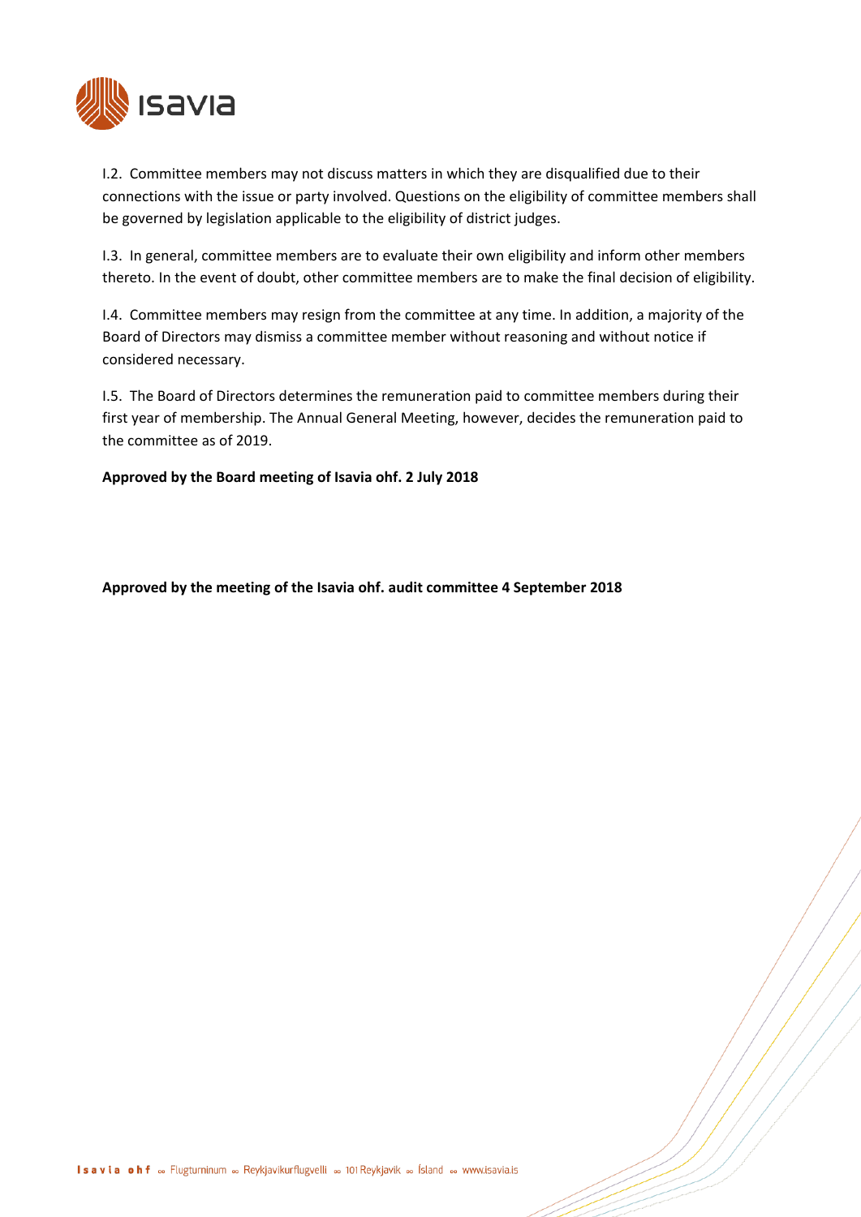I.2. Committee members may not discuss matters in which they are disqualified due to their connections with the issue or party involved. Questions on the eligibility of committee members shall be governed by legislation applicable to the eligibility of district judges.

I.3. In general, committee members are to evaluate their own eligibility and inform other members thereto. In the event of doubt, other committee members are to make the final decision of eligibility.

I.4. Committee members may resign from the committee at any time. In addition, a majority of the Board of Directors may dismiss a committee member without reasoning and without notice if considered necessary.

I.5. The Board of Directors determines the remuneration paid to committee members during their first year of membership. The Annual General Meeting, however, decides the remuneration paid to the committee as of 2019.

**Approved by the Board meeting of Isavia ohf. 2 July 2018**

**Approved by the meeting of the Isavia ohf. audit committee 4 September 2018**